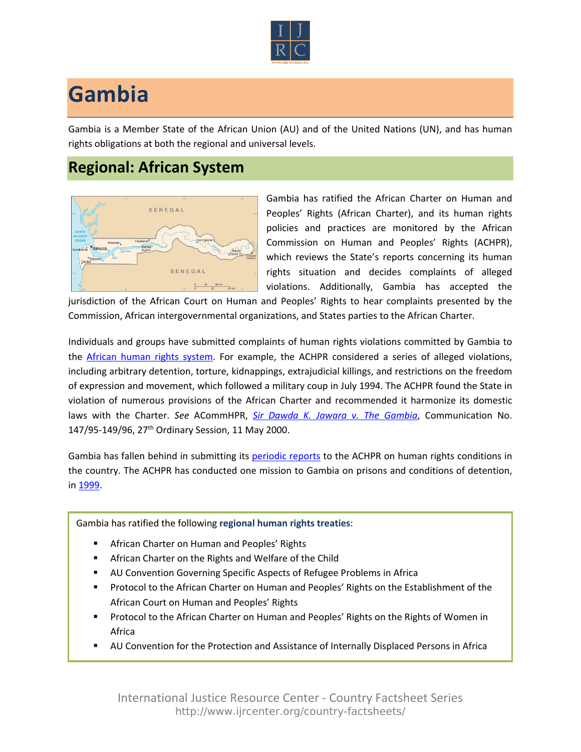# Gambia

Gambia is a Member State of the African Union (AU) and of the United Nations (UN), and has human rights obligations at both the regional and universal levels.

## Regional: African System

Gambia has ratified the African Charter on Human and Peoples' Rights (African Charter), and its human rights policies and practices are monitored by the African Commission on Human and Peoples' Rights (ACHPR), which reviews the State's reports concerning its human rights situation and decides complaints of alleged violations. Additionally, Gambia has accepted the jurisdiction of the African Court on Human and Peoples' Rights to hear complaints presented by the Commission, African intergovernmental organizations, and States parties to the African Charter.

Individuals and groups have submitted complaints of human rights violations committed by Gambia to the African human rights system. For example, the ACHPR considered a series of alleged violations, including arbitrary detention, torture, kidnappings, extrajudicial killings, and restrictions on the freedom of expression and movement, which followed a military coup in July 1994. The ACHPR found the State in violation of numerous provisions of the African Charter and recommended it harmonize its domestic laws with the Charter. *See* ACommHPR, *Sir Dawda K. Jawara v. The Gambia*, Communication No. 147/95-149/96, 27th Ordinary Session, 11 May 2000.

Gambia has fallen behind in submitting its periodic reports to the ACHPR on human rights conditions in the country. The ACHPR has conducted one mission to Gambia on prisons and conditions of detention, in 1999.

Gambia has ratified the following **regional human rights treaties**:

- African Charter on Human and Peoples' Rights
- African Charter on the Rights and Welfare of the Child
- AU Convention Governing Specific Aspects of Refugee Problems in Africa
- Protocol to the African Charter on Human and Peoples' Rights on the Establishment of the African Court on Human and Peoples' Rights
- Protocol to the African Charter on Human and Peoples' Rights on the Rights of Women in Africa
- AU Convention for the Protection and Assistance of Internally Displaced Persons in Africa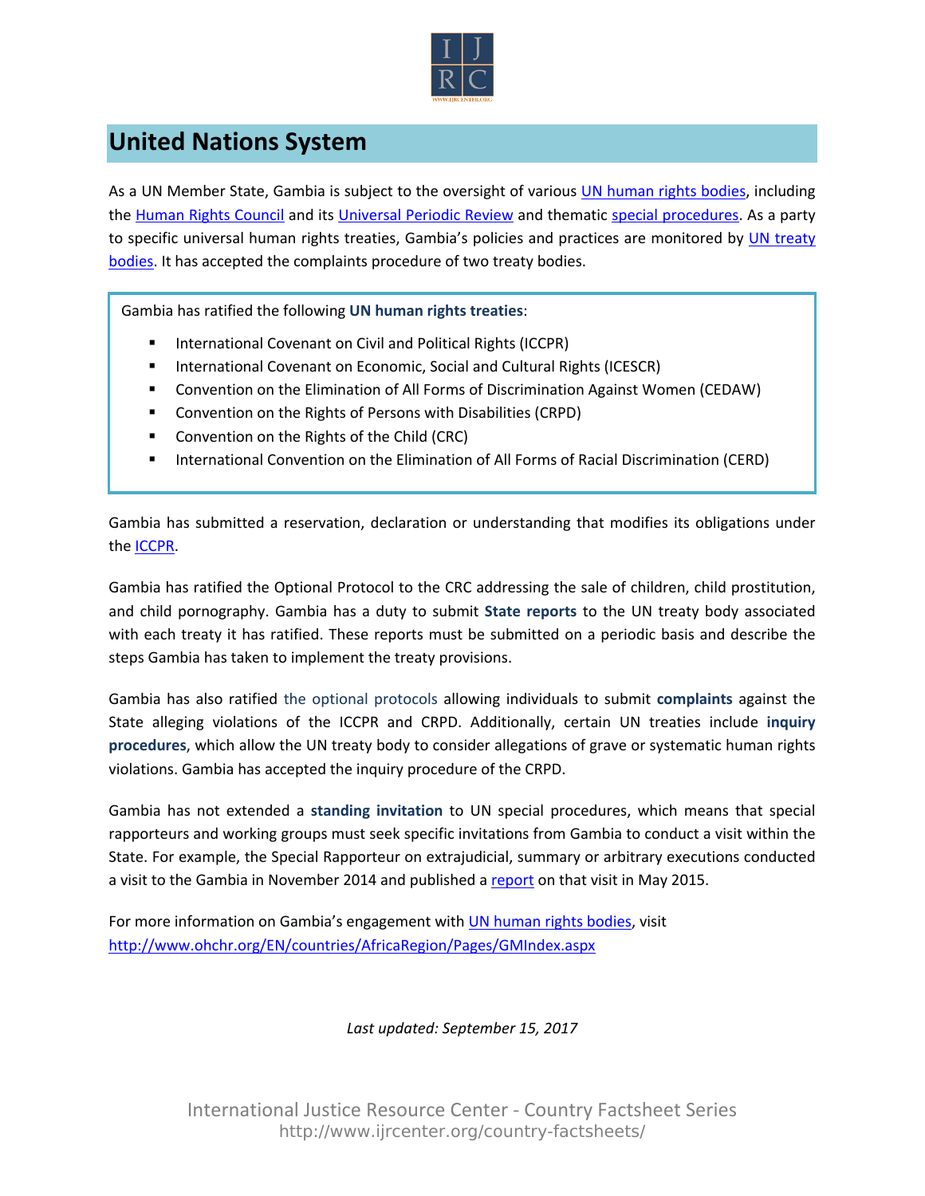## United Nations System

As a UN Member State, Gambia is subject to the oversight of various UN human rights bodies, including the Human Rights Council and its Universal Periodic Review and thematic special procedures. As a party to specific universal human rights treaties, Gambia's policies and practices are monitored by UN treaty bodies. It has accepted the complaints procedure of two treaty bodies.

Gambia has ratified the following **UN human rights treaties**:

- International Covenant on Civil and Political Rights (ICCPR)
- International Covenant on Economic, Social and Cultural Rights (ICESCR)
- Convention on the Elimination of All Forms of Discrimination Against Women (CEDAW)
- Convention on the Rights of Persons with Disabilities (CRPD)
- Convention on the Rights of the Child (CRC)
- International Convention on the Elimination of All Forms of Racial Discrimination (CERD)

Gambia has submitted a reservation, declaration or understanding that modifies its obligations under the ICCPR.

Gambia has ratified the Optional Protocol to the CRC addressing the sale of children, child prostitution, and child pornography. Gambia has a duty to submit **State reports** to the UN treaty body associated with each treaty it has ratified. These reports must be submitted on a periodic basis and describe the steps Gambia has taken to implement the treaty provisions.

Gambia has also ratified the optional protocols allowing individuals to submit **complaints** against the State alleging violations of the ICCPR and CRPD. Additionally, certain UN treaties include **inquiry procedures**, which allow the UN treaty body to consider allegations of grave or systematic human rights violations. Gambia has accepted the inquiry procedure of the CRPD.

Gambia has not extended a **standing invitation** to UN special procedures, which means that special rapporteurs and working groups must seek specific invitations from Gambia to conduct a visit within the State. For example, the Special Rapporteur on extrajudicial, summary or arbitrary executions conducted a visit to the Gambia in November 2014 and published a report on that visit in May 2015.

For more information on Gambia's engagement with UN human rights bodies, visit http://www.ohchr.org/EN/countries/AfricaRegion/Pages/GMIndex.aspx

*Last updated: September 15, 2017*